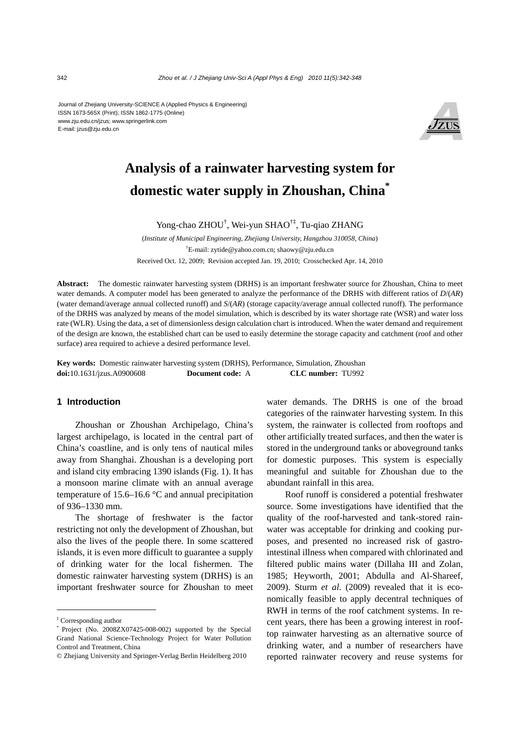Journal of Zhejiang University-SCIENCE A (Applied Physics & Engineering)
ISSN 1673-565X (Print); ISSN 1862-1775 (Online)
www.zju.edu.cn/jzus; www.springerlink.com
E-mail: jzus@zju.edu.cn

# Analysis of a rainwater harvesting system for domestic water supply in Zhoushan, China*

Yong-chao ZHOU[†], Wei-yun SHAO[†‡], Tu-qiao ZHANG

(*Institute of Municipal Engineering, Zhejiang University, Hangzhou 310058, China*)

[†]E-mail: zytide@yahoo.com.cn; shaowy@zju.edu.cn

Received Oct. 12, 2009; Revision accepted Jan. 19, 2010; Crosschecked Apr. 14, 2010

**Abstract:** The domestic rainwater harvesting system (DRHS) is an important freshwater source for Zhoushan, China to meet water demands. A computer model has been generated to analyze the performance of the DRHS with different ratios of *D*/(*AR*) (water demand/average annual collected runoff) and *S*/(*AR*) (storage capacity/average annual collected runoff). The performance of the DRHS was analyzed by means of the model simulation, which is described by its water shortage rate (WSR) and water loss rate (WLR). Using the data, a set of dimensionless design calculation chart is introduced. When the water demand and requirement of the design are known, the established chart can be used to easily determine the storage capacity and catchment (roof and other surface) area required to achieve a desired performance level.

**Key words:** Domestic rainwater harvesting system (DRHS), Performance, Simulation, Zhoushan
**doi:**10.1631/jzus.A0900608 **Document code:** A **CLC number:** TU992

## 1 Introduction

Zhoushan or Zhoushan Archipelago, China's largest archipelago, is located in the central part of China's coastline, and is only tens of nautical miles away from Shanghai. Zhoushan is a developing port and island city embracing 1390 islands (Fig. 1). It has a monsoon marine climate with an annual average temperature of 15.6–16.6 °C and annual precipitation of 936–1330 mm.

The shortage of freshwater is the factor restricting not only the development of Zhoushan, but also the lives of the people there. In some scattered islands, it is even more difficult to guarantee a supply of drinking water for the local fishermen. The domestic rainwater harvesting system (DRHS) is an important freshwater source for Zhoushan to meet water demands. The DRHS is one of the broad categories of the rainwater harvesting system. In this system, the rainwater is collected from rooftops and other artificially treated surfaces, and then the water is stored in the underground tanks or aboveground tanks for domestic purposes. This system is especially meaningful and suitable for Zhoushan due to the abundant rainfall in this area.

Roof runoff is considered a potential freshwater source. Some investigations have identified that the quality of the roof-harvested and tank-stored rainwater was acceptable for drinking and cooking purposes, and presented no increased risk of gastrointestinal illness when compared with chlorinated and filtered public mains water (Dillaha III and Zolan, 1985; Heyworth, 2001; Abdulla and Al-Shareef, 2009). Sturm *et al*. (2009) revealed that it is economically feasible to apply decentral techniques of RWH in terms of the roof catchment systems. In recent years, there has been a growing interest in rooftop rainwater harvesting as an alternative source of drinking water, and a number of researchers have reported rainwater recovery and reuse systems for

---

‡ Corresponding author

\* Project (No. 2008ZX07425-008-002) supported by the Special Grand National Science-Technology Project for Water Pollution Control and Treatment, China

© Zhejiang University and Springer-Verlag Berlin Heidelberg 2010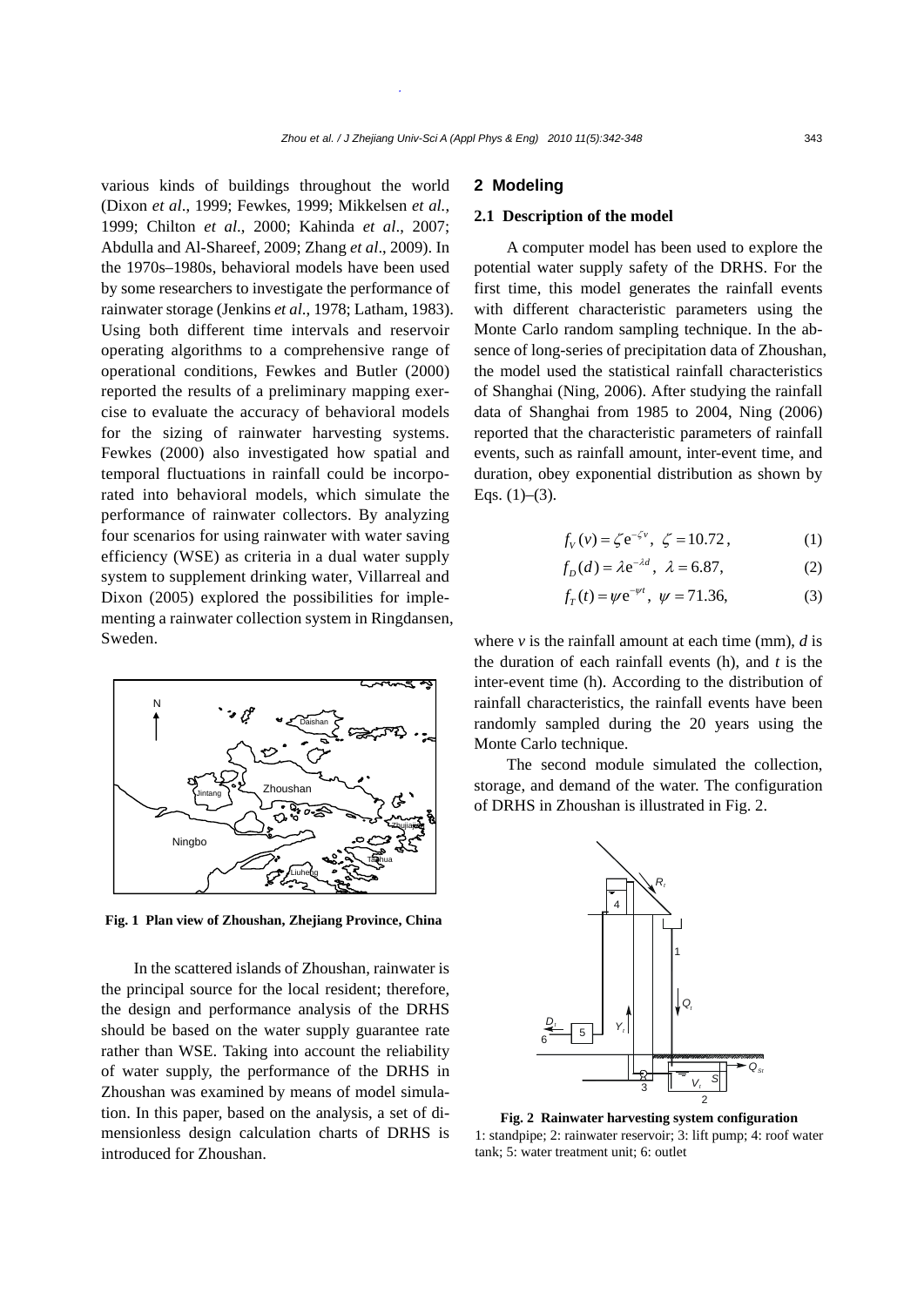various kinds of buildings throughout the world (Dixon *et al*., 1999; Fewkes, 1999; Mikkelsen *et al.*, 1999; Chilton *et al*., 2000; Kahinda *et al*., 2007; Abdulla and Al-Shareef, 2009; Zhang *et al*., 2009). In the 1970s–1980s, behavioral models have been used by some researchers to investigate the performance of rainwater storage (Jenkins *et al*., 1978; Latham, 1983). Using both different time intervals and reservoir operating algorithms to a comprehensive range of operational conditions, Fewkes and Butler (2000) reported the results of a preliminary mapping exercise to evaluate the accuracy of behavioral models for the sizing of rainwater harvesting systems. Fewkes (2000) also investigated how spatial and temporal fluctuations in rainfall could be incorporated into behavioral models, which simulate the performance of rainwater collectors. By analyzing four scenarios for using rainwater with water saving efficiency (WSE) as criteria in a dual water supply system to supplement drinking water, Villarreal and Dixon (2005) explored the possibilities for implementing a rainwater collection system in Ringdansen, Sweden.

**Fig. 1 Plan view of Zhoushan, Zhejiang Province, China**

In the scattered islands of Zhoushan, rainwater is the principal source for the local resident; therefore, the design and performance analysis of the DRHS should be based on the water supply guarantee rate rather than WSE. Taking into account the reliability of water supply, the performance of the DRHS in Zhoushan was examined by means of model simulation. In this paper, based on the analysis, a set of dimensionless design calculation charts of DRHS is introduced for Zhoushan.

## 2 Modeling

### 2.1 Description of the model

A computer model has been used to explore the potential water supply safety of the DRHS. For the first time, this model generates the rainfall events with different characteristic parameters using the Monte Carlo random sampling technique. In the absence of long-series of precipitation data of Zhoushan, the model used the statistical rainfall characteristics of Shanghai (Ning, 2006). After studying the rainfall data of Shanghai from 1985 to 2004, Ning (2006) reported that the characteristic parameters of rainfall events, such as rainfall amount, inter-event time, and duration, obey exponential distribution as shown by Eqs. (1)–(3).

$$f_V(v)=\zeta \mathrm{e}^{-\zeta v},\ \ \zeta=10.72, \tag{1}$$

$$f_D(d)=\lambda \mathrm{e}^{-\lambda d},\ \ \lambda=6.87, \tag{2}$$

$$f_T(t)=\psi \mathrm{e}^{-\psi t},\ \ \psi=71.36, \tag{3}$$

where $v$ is the rainfall amount at each time (mm), $d$ is the duration of each rainfall events (h), and $t$ is the inter-event time (h). According to the distribution of rainfall characteristics, the rainfall events have been randomly sampled during the 20 years using the Monte Carlo technique.

The second module simulated the collection, storage, and demand of the water. The configuration of DRHS in Zhoushan is illustrated in Fig. 2.

**Fig. 2 Rainwater harvesting system configuration**
1: standpipe; 2: rainwater reservoir; 3: lift pump; 4: roof water tank; 5: water treatment unit; 6: outlet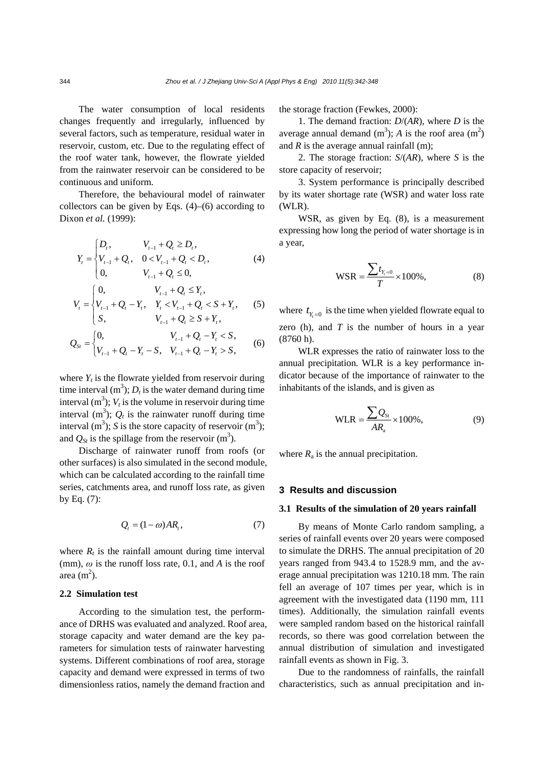The water consumption of local residents changes frequently and irregularly, influenced by several factors, such as temperature, residual water in reservoir, custom, etc. Due to the regulating effect of the roof water tank, however, the flowrate yielded from the rainwater reservoir can be considered to be continuous and uniform.

Therefore, the behavioural model of rainwater collectors can be given by Eqs. (4)–(6) according to Dixon *et al.* (1999):

$$Y_t = \begin{cases} D_t, & V_{t-1} + Q_t \geq D_t, \\ V_{t-1} + Q_t, & 0 < V_{t-1} + Q_t < D_t, \\ 0, & V_{t-1} + Q_t \leq 0, \end{cases} \tag{4}$$

$$V_t = \begin{cases} 0, & V_{t-1} + Q_t \leq Y_t, \\ V_{t-1} + Q_t - Y_t, & Y_t < V_{t-1} + Q_t < S + Y_t, \\ S, & V_{t-1} + Q_t \geq S + Y_t, \end{cases} \tag{5}$$

$$Q_{St} = \begin{cases} 0, & V_{t-1} + Q_t - Y_t < S, \\ V_{t-1} + Q_t - Y_t - S, & V_{t-1} + Q_t - Y_t > S, \end{cases} \tag{6}$$

where $Y_t$ is the flowrate yielded from reservoir during time interval (m$^3$); $D_t$ is the water demand during time interval (m$^3$); $V_t$ is the volume in reservoir during time interval (m$^3$); $Q_t$ is the rainwater runoff during time interval (m$^3$); $S$ is the store capacity of reservoir (m$^3$); and $Q_{St}$ is the spillage from the reservoir (m$^3$).

Discharge of rainwater runoff from roofs (or other surfaces) is also simulated in the second module, which can be calculated according to the rainfall time series, catchments area, and runoff loss rate, as given by Eq. (7):

$$Q_t = (1 - \omega) A R_t, \tag{7}$$

where $R_t$ is the rainfall amount during time interval (mm), $\omega$ is the runoff loss rate, 0.1, and $A$ is the roof area (m$^2$).

### 2.2 Simulation test

According to the simulation test, the performance of DRHS was evaluated and analyzed. Roof area, storage capacity and water demand are the key parameters for simulation tests of rainwater harvesting systems. Different combinations of roof area, storage capacity and demand were expressed in terms of two dimensionless ratios, namely the demand fraction and the storage fraction (Fewkes, 2000):

1. The demand fraction: $D/(AR)$, where $D$ is the average annual demand (m$^3$); $A$ is the roof area (m$^2$) and $R$ is the average annual rainfall (m);

2. The storage fraction: $S/(AR)$, where $S$ is the store capacity of reservoir;

3. System performance is principally described by its water shortage rate (WSR) and water loss rate (WLR).

WSR, as given by Eq. (8), is a measurement expressing how long the period of water shortage is in a year,

$$\text{WSR} = \frac{\sum t_{Y_t=0}}{T} \times 100\%, \tag{8}$$

where $t_{Y_t=0}$ is the time when yielded flowrate equal to zero (h), and $T$ is the number of hours in a year (8760 h).

WLR expresses the ratio of rainwater loss to the annual precipitation. WLR is a key performance indicator because of the importance of rainwater to the inhabitants of the islands, and is given as

$$\text{WLR} = \frac{\sum Q_{St}}{A R_\text{a}} \times 100\%, \tag{9}$$

where $R_\text{a}$ is the annual precipitation.

## 3 Results and discussion

### 3.1 Results of the simulation of 20 years rainfall

By means of Monte Carlo random sampling, a series of rainfall events over 20 years were composed to simulate the DRHS. The annual precipitation of 20 years ranged from 943.4 to 1528.9 mm, and the average annual precipitation was 1210.18 mm. The rain fell an average of 107 times per year, which is in agreement with the investigated data (1190 mm, 111 times). Additionally, the simulation rainfall events were sampled random based on the historical rainfall records, so there was good correlation between the annual distribution of simulation and investigated rainfall events as shown in Fig. 3.

Due to the randomness of rainfalls, the rainfall characteristics, such as annual precipitation and in-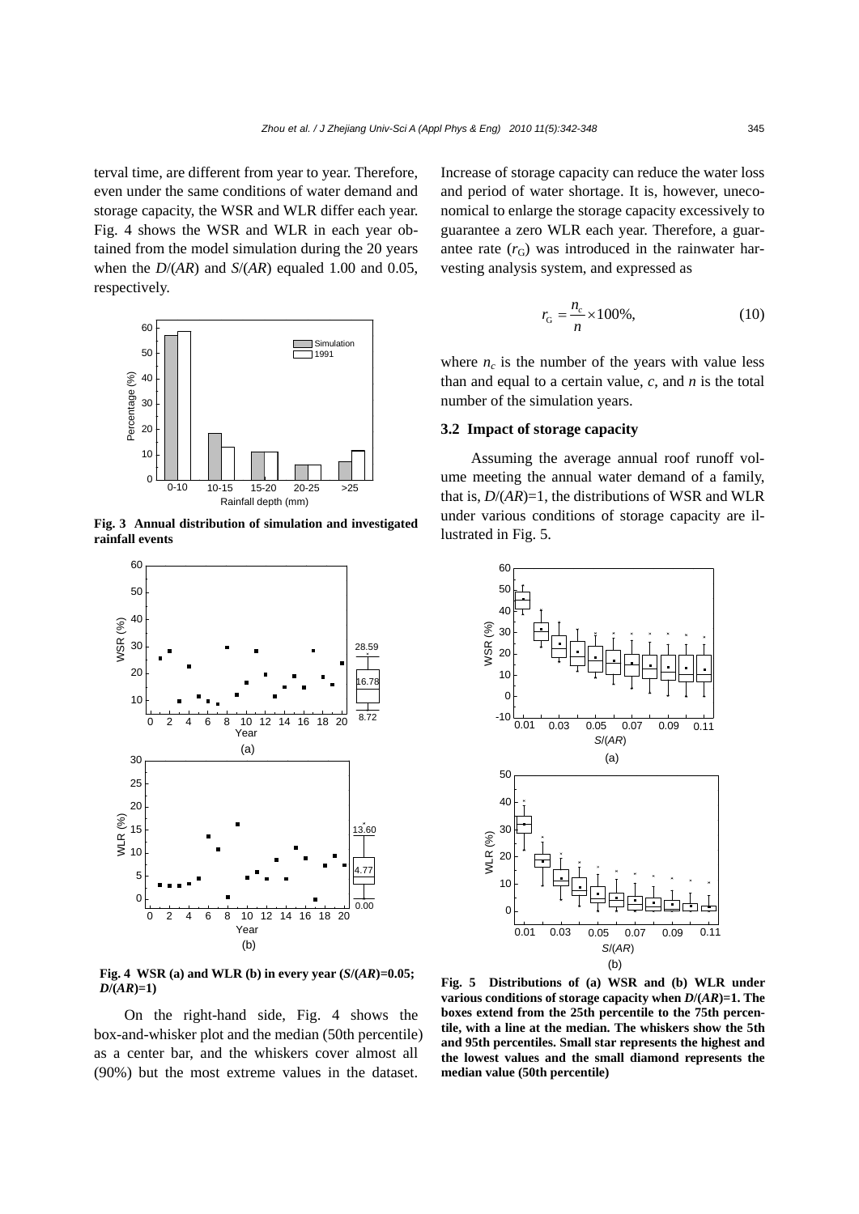terval time, are different from year to year. Therefore, even under the same conditions of water demand and storage capacity, the WSR and WLR differ each year. Fig. 4 shows the WSR and WLR in each year obtained from the model simulation during the 20 years when the $D/(AR)$ and $S/(AR)$ equaled 1.00 and 0.05, respectively.

**Fig. 3 Annual distribution of simulation and investigated rainfall events**

**Fig. 4 WSR (a) and WLR (b) in every year ($S/(AR)$=0.05; $D/(AR)$=1)**

On the right-hand side, Fig. 4 shows the box-and-whisker plot and the median (50th percentile) as a center bar, and the whiskers cover almost all (90%) but the most extreme values in the dataset. Increase of storage capacity can reduce the water loss and period of water shortage. It is, however, uneconomical to enlarge the storage capacity excessively to guarantee a zero WLR each year. Therefore, a guarantee rate ($r_G$) was introduced in the rainwater harvesting analysis system, and expressed as

$$r_G = \frac{n_c}{n} \times 100\%, \tag{10}$$

where $n_c$ is the number of the years with value less than and equal to a certain value, $c$, and $n$ is the total number of the simulation years.

### 3.2 Impact of storage capacity

Assuming the average annual roof runoff volume meeting the annual water demand of a family, that is, $D/(AR)$=1, the distributions of WSR and WLR under various conditions of storage capacity are illustrated in Fig. 5.

**Fig. 5 Distributions of (a) WSR and (b) WLR under various conditions of storage capacity when $D/(AR)$=1. The boxes extend from the 25th percentile to the 75th percentile, with a line at the median. The whiskers show the 5th and 95th percentiles. Small star represents the highest and the lowest values and the small diamond represents the median value (50th percentile)**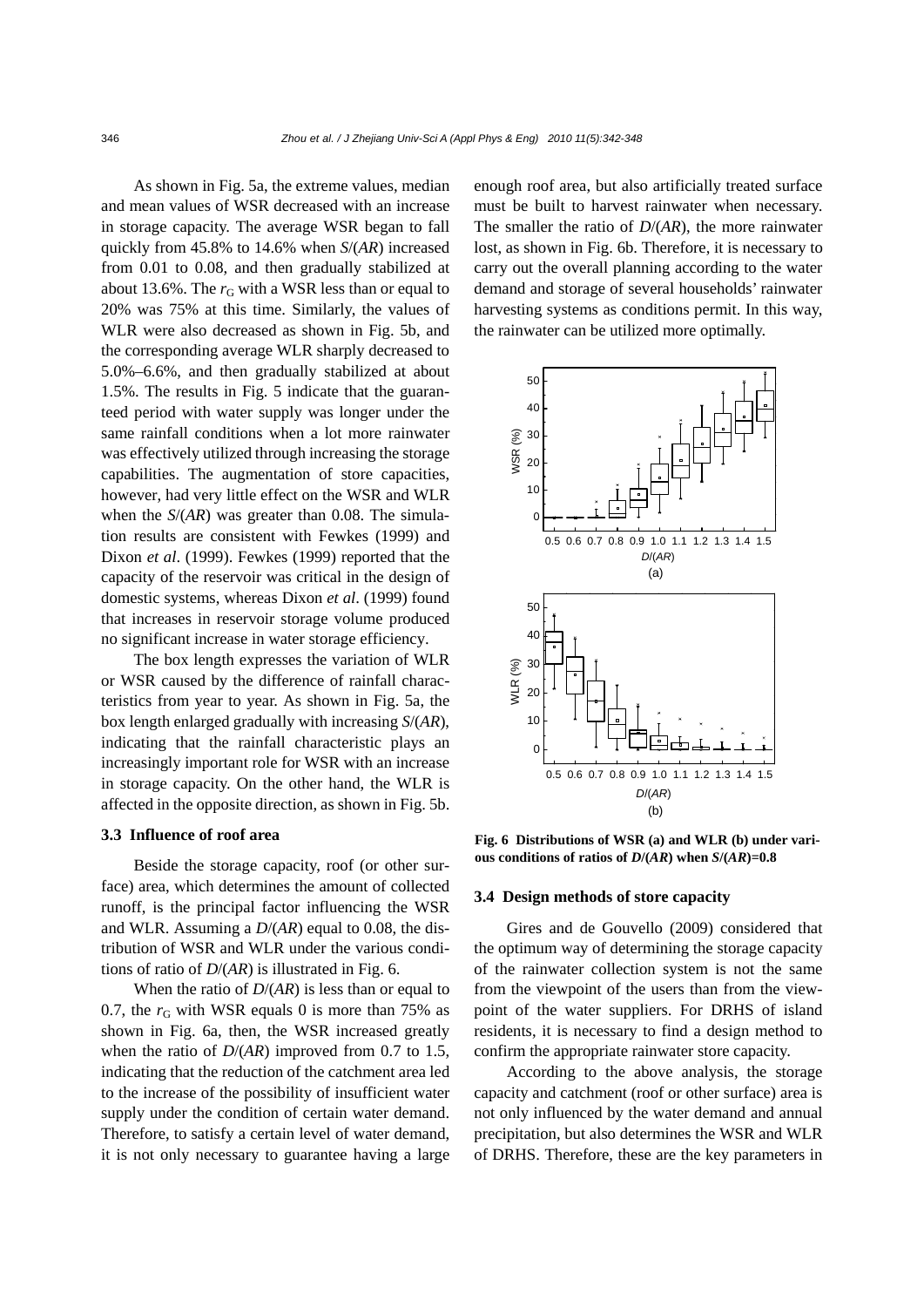As shown in Fig. 5a, the extreme values, median and mean values of WSR decreased with an increase in storage capacity. The average WSR began to fall quickly from 45.8% to 14.6% when $S/(AR)$ increased from 0.01 to 0.08, and then gradually stabilized at about 13.6%. The $r_G$ with a WSR less than or equal to 20% was 75% at this time. Similarly, the values of WLR were also decreased as shown in Fig. 5b, and the corresponding average WLR sharply decreased to 5.0%–6.6%, and then gradually stabilized at about 1.5%. The results in Fig. 5 indicate that the guaranteed period with water supply was longer under the same rainfall conditions when a lot more rainwater was effectively utilized through increasing the storage capabilities. The augmentation of store capacities, however, had very little effect on the WSR and WLR when the $S/(AR)$ was greater than 0.08. The simulation results are consistent with Fewkes (1999) and Dixon *et al*. (1999). Fewkes (1999) reported that the capacity of the reservoir was critical in the design of domestic systems, whereas Dixon *et al*. (1999) found that increases in reservoir storage volume produced no significant increase in water storage efficiency.

The box length expresses the variation of WLR or WSR caused by the difference of rainfall characteristics from year to year. As shown in Fig. 5a, the box length enlarged gradually with increasing $S/(AR)$, indicating that the rainfall characteristic plays an increasingly important role for WSR with an increase in storage capacity. On the other hand, the WLR is affected in the opposite direction, as shown in Fig. 5b.

### 3.3 Influence of roof area

Beside the storage capacity, roof (or other surface) area, which determines the amount of collected runoff, is the principal factor influencing the WSR and WLR. Assuming a $D/(AR)$ equal to 0.08, the distribution of WSR and WLR under the various conditions of ratio of $D/(AR)$ is illustrated in Fig. 6.

When the ratio of $D/(AR)$ is less than or equal to 0.7, the $r_G$ with WSR equals 0 is more than 75% as shown in Fig. 6a, then, the WSR increased greatly when the ratio of $D/(AR)$ improved from 0.7 to 1.5, indicating that the reduction of the catchment area led to the increase of the possibility of insufficient water supply under the condition of certain water demand. Therefore, to satisfy a certain level of water demand, it is not only necessary to guarantee having a large enough roof area, but also artificially treated surface must be built to harvest rainwater when necessary. The smaller the ratio of $D/(AR)$, the more rainwater lost, as shown in Fig. 6b. Therefore, it is necessary to carry out the overall planning according to the water demand and storage of several households' rainwater harvesting systems as conditions permit. In this way, the rainwater can be utilized more optimally.

**Fig. 6 Distributions of WSR (a) and WLR (b) under various conditions of ratios of $D/(AR)$ when $S/(AR)$=0.8**

### 3.4 Design methods of store capacity

Gires and de Gouvello (2009) considered that the optimum way of determining the storage capacity of the rainwater collection system is not the same from the viewpoint of the users than from the viewpoint of the water suppliers. For DRHS of island residents, it is necessary to find a design method to confirm the appropriate rainwater store capacity.

According to the above analysis, the storage capacity and catchment (roof or other surface) area is not only influenced by the water demand and annual precipitation, but also determines the WSR and WLR of DRHS. Therefore, these are the key parameters in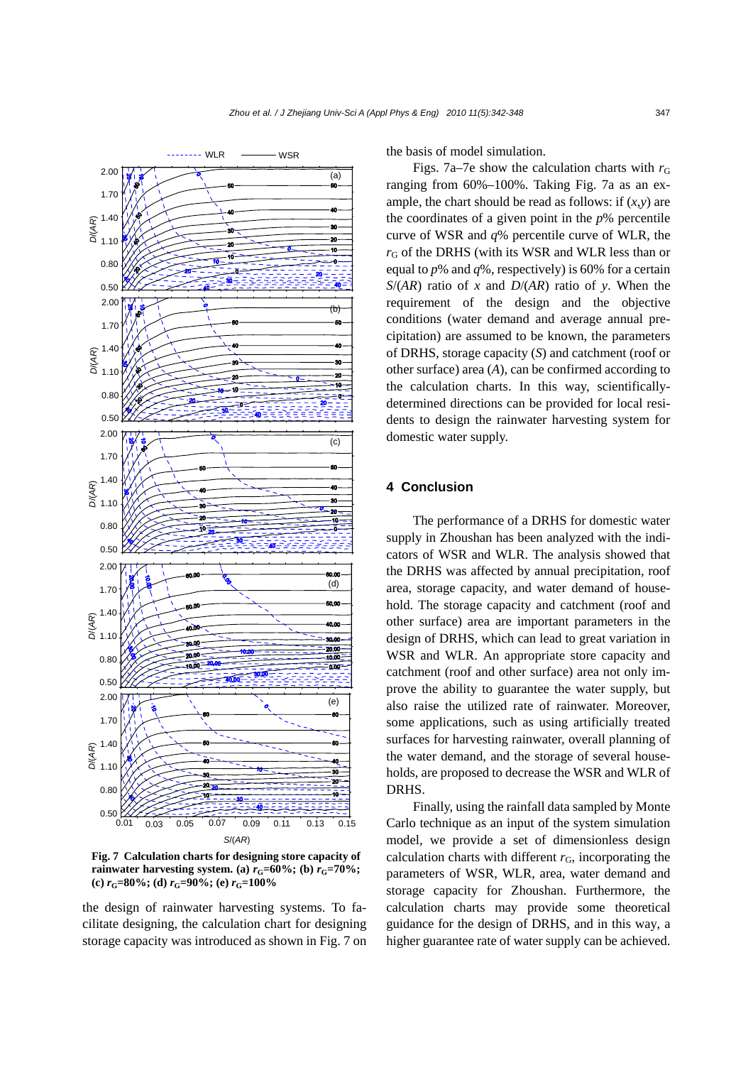Fig. 7 Calculation charts for designing store capacity of rainwater harvesting system. (a) $r_G$=60%; (b) $r_G$=70%; (c) $r_G$=80%; (d) $r_G$=90%; (e) $r_G$=100%

the design of rainwater harvesting systems. To facilitate designing, the calculation chart for designing storage capacity was introduced as shown in Fig. 7 on the basis of model simulation.

Figs. 7a–7e show the calculation charts with $r_G$ ranging from 60%–100%. Taking Fig. 7a as an example, the chart should be read as follows: if $(x,y)$ are the coordinates of a given point in the $p$% percentile curve of WSR and $q$% percentile curve of WLR, the $r_G$ of the DRHS (with its WSR and WLR less than or equal to $p$% and $q$%, respectively) is 60% for a certain $S/(AR)$ ratio of $x$ and $D/(AR)$ ratio of $y$. When the requirement of the design and the objective conditions (water demand and average annual precipitation) are assumed to be known, the parameters of DRHS, storage capacity ($S$) and catchment (roof or other surface) area ($A$), can be confirmed according to the calculation charts. In this way, scientifically-determined directions can be provided for local residents to design the rainwater harvesting system for domestic water supply.

## 4 Conclusion

The performance of a DRHS for domestic water supply in Zhoushan has been analyzed with the indicators of WSR and WLR. The analysis showed that the DRHS was affected by annual precipitation, roof area, storage capacity, and water demand of household. The storage capacity and catchment (roof and other surface) area are important parameters in the design of DRHS, which can lead to great variation in WSR and WLR. An appropriate store capacity and catchment (roof and other surface) area not only improve the ability to guarantee the water supply, but also raise the utilized rate of rainwater. Moreover, some applications, such as using artificially treated surfaces for harvesting rainwater, overall planning of the water demand, and the storage of several households, are proposed to decrease the WSR and WLR of DRHS.

Finally, using the rainfall data sampled by Monte Carlo technique as an input of the system simulation model, we provide a set of dimensionless design calculation charts with different $r_G$, incorporating the parameters of WSR, WLR, area, water demand and storage capacity for Zhoushan. Furthermore, the calculation charts may provide some theoretical guidance for the design of DRHS, and in this way, a higher guarantee rate of water supply can be achieved.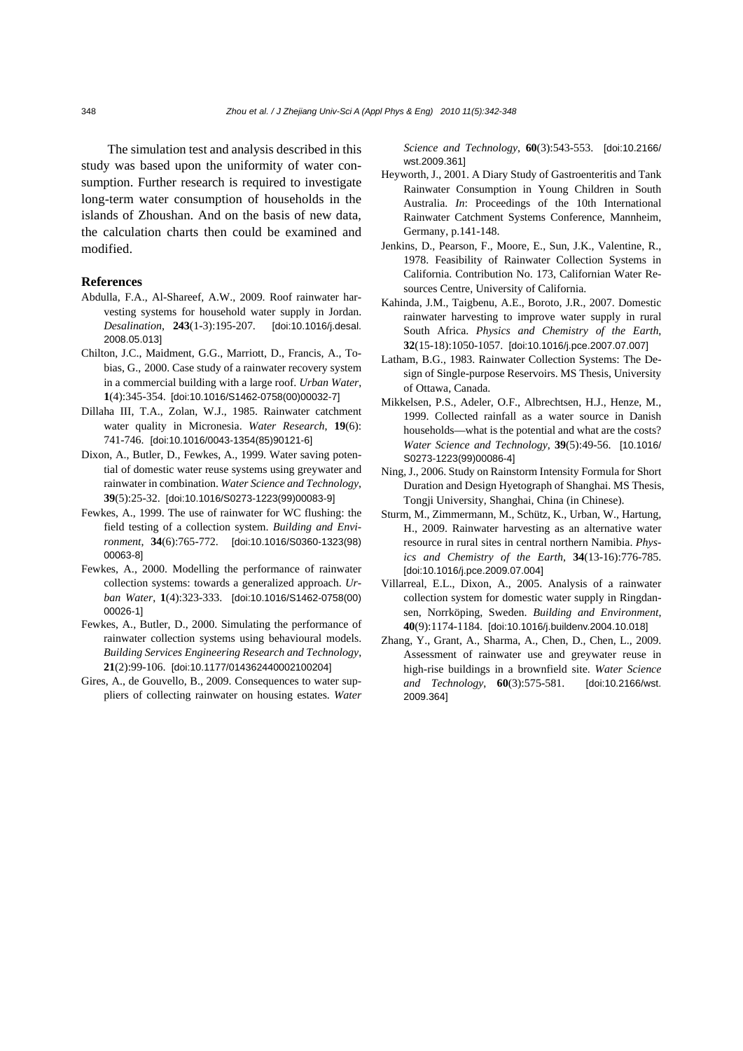The simulation test and analysis described in this study was based upon the uniformity of water consumption. Further research is required to investigate long-term water consumption of households in the islands of Zhoushan. And on the basis of new data, the calculation charts then could be examined and modified.

## References

Abdulla, F.A., Al-Shareef, A.W., 2009. Roof rainwater harvesting systems for household water supply in Jordan. *Desalination*, **243**(1-3):195-207. [doi:10.1016/j.desal.2008.05.013]

Chilton, J.C., Maidment, G.G., Marriott, D., Francis, A., Tobias, G., 2000. Case study of a rainwater recovery system in a commercial building with a large roof. *Urban Water*, **1**(4):345-354. [doi:10.1016/S1462-0758(00)00032-7]

Dillaha III, T.A., Zolan, W.J., 1985. Rainwater catchment water quality in Micronesia. *Water Research*, **19**(6):741-746. [doi:10.1016/0043-1354(85)90121-6]

Dixon, A., Butler, D., Fewkes, A., 1999. Water saving potential of domestic water reuse systems using greywater and rainwater in combination. *Water Science and Technology*, **39**(5):25-32. [doi:10.1016/S0273-1223(99)00083-9]

Fewkes, A., 1999. The use of rainwater for WC flushing: the field testing of a collection system. *Building and Environment*, **34**(6):765-772. [doi:10.1016/S0360-1323(98)00063-8]

Fewkes, A., 2000. Modelling the performance of rainwater collection systems: towards a generalized approach. *Urban Water*, **1**(4):323-333. [doi:10.1016/S1462-0758(00)00026-1]

Fewkes, A., Butler, D., 2000. Simulating the performance of rainwater collection systems using behavioural models. *Building Services Engineering Research and Technology*, **21**(2):99-106. [doi:10.1177/014362440002100204]

Gires, A., de Gouvello, B., 2009. Consequences to water suppliers of collecting rainwater on housing estates. *Water Science and Technology*, **60**(3):543-553. [doi:10.2166/wst.2009.361]

Heyworth, J., 2001. A Diary Study of Gastroenteritis and Tank Rainwater Consumption in Young Children in South Australia. *In*: Proceedings of the 10th International Rainwater Catchment Systems Conference, Mannheim, Germany, p.141-148.

Jenkins, D., Pearson, F., Moore, E., Sun, J.K., Valentine, R., 1978. Feasibility of Rainwater Collection Systems in California. Contribution No. 173, Californian Water Resources Centre, University of California.

Kahinda, J.M., Taigbenu, A.E., Boroto, J.R., 2007. Domestic rainwater harvesting to improve water supply in rural South Africa. *Physics and Chemistry of the Earth*, **32**(15-18):1050-1057. [doi:10.1016/j.pce.2007.07.007]

Latham, B.G., 1983. Rainwater Collection Systems: The Design of Single-purpose Reservoirs. MS Thesis, University of Ottawa, Canada.

Mikkelsen, P.S., Adeler, O.F., Albrechtsen, H.J., Henze, M., 1999. Collected rainfall as a water source in Danish households—what is the potential and what are the costs? *Water Science and Technology*, **39**(5):49-56. [10.1016/S0273-1223(99)00086-4]

Ning, J., 2006. Study on Rainstorm Intensity Formula for Short Duration and Design Hyetograph of Shanghai. MS Thesis, Tongji University, Shanghai, China (in Chinese).

Sturm, M., Zimmermann, M., Schütz, K., Urban, W., Hartung, H., 2009. Rainwater harvesting as an alternative water resource in rural sites in central northern Namibia. *Physics and Chemistry of the Earth*, **34**(13-16):776-785. [doi:10.1016/j.pce.2009.07.004]

Villarreal, E.L., Dixon, A., 2005. Analysis of a rainwater collection system for domestic water supply in Ringdansen, Norrköping, Sweden. *Building and Environment*, **40**(9):1174-1184. [doi:10.1016/j.buildenv.2004.10.018]

Zhang, Y., Grant, A., Sharma, A., Chen, D., Chen, L., 2009. Assessment of rainwater use and greywater reuse in high-rise buildings in a brownfield site. *Water Science and Technology*, **60**(3):575-581. [doi:10.2166/wst.2009.364]